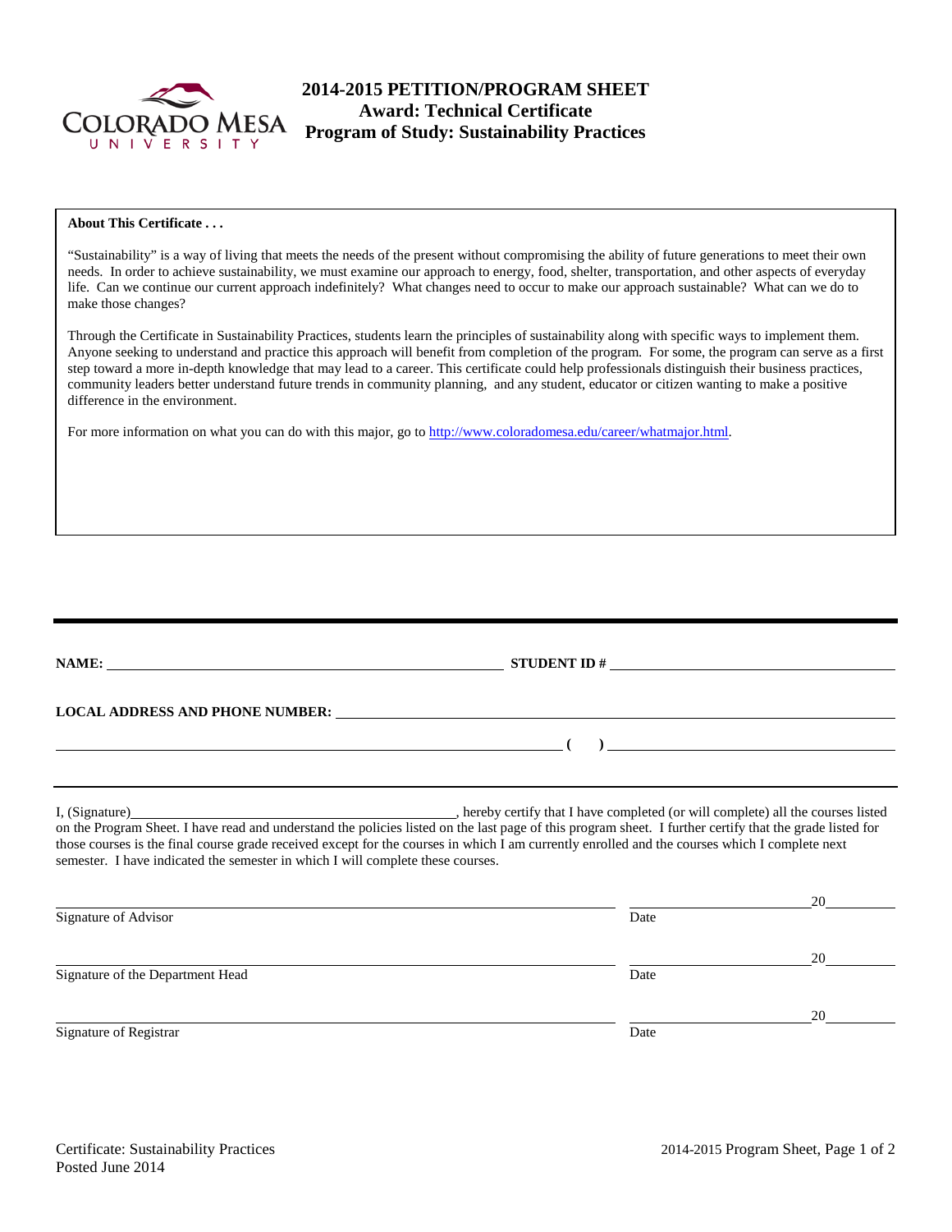# 2014-2015 PETITION/PROGRAM SHEET
## Award: Technical Certificate
## Program of Study: Sustainability Practices

**About This Certificate . . .**

"Sustainability" is a way of living that meets the needs of the present without compromising the ability of future generations to meet their own needs. In order to achieve sustainability, we must examine our approach to energy, food, shelter, transportation, and other aspects of everyday life. Can we continue our current approach indefinitely? What changes need to occur to make our approach sustainable? What can we do to make those changes?

Through the Certificate in Sustainability Practices, students learn the principles of sustainability along with specific ways to implement them. Anyone seeking to understand and practice this approach will benefit from completion of the program. For some, the program can serve as a first step toward a more in-depth knowledge that may lead to a career. This certificate could help professionals distinguish their business practices, community leaders better understand future trends in community planning, and any student, educator or citizen wanting to make a positive difference in the environment.

For more information on what you can do with this major, go to http://www.coloradomesa.edu/career/whatmajor.html.

---

**NAME:** ______________________________ **STUDENT ID #** ______________________________

**LOCAL ADDRESS AND PHONE NUMBER:** ______________________________

______________________________ **( )** ______________________________

---

I, (Signature)______________________________, hereby certify that I have completed (or will complete) all the courses listed on the Program Sheet. I have read and understand the policies listed on the last page of this program sheet. I further certify that the grade listed for those courses is the final course grade received except for the courses in which I am currently enrolled and the courses which I complete next semester. I have indicated the semester in which I will complete these courses.

______________________________ ______________20______
Signature of Advisor Date

______________________________ ______________20______
Signature of the Department Head Date

______________________________ ______________20______
Signature of Registrar Date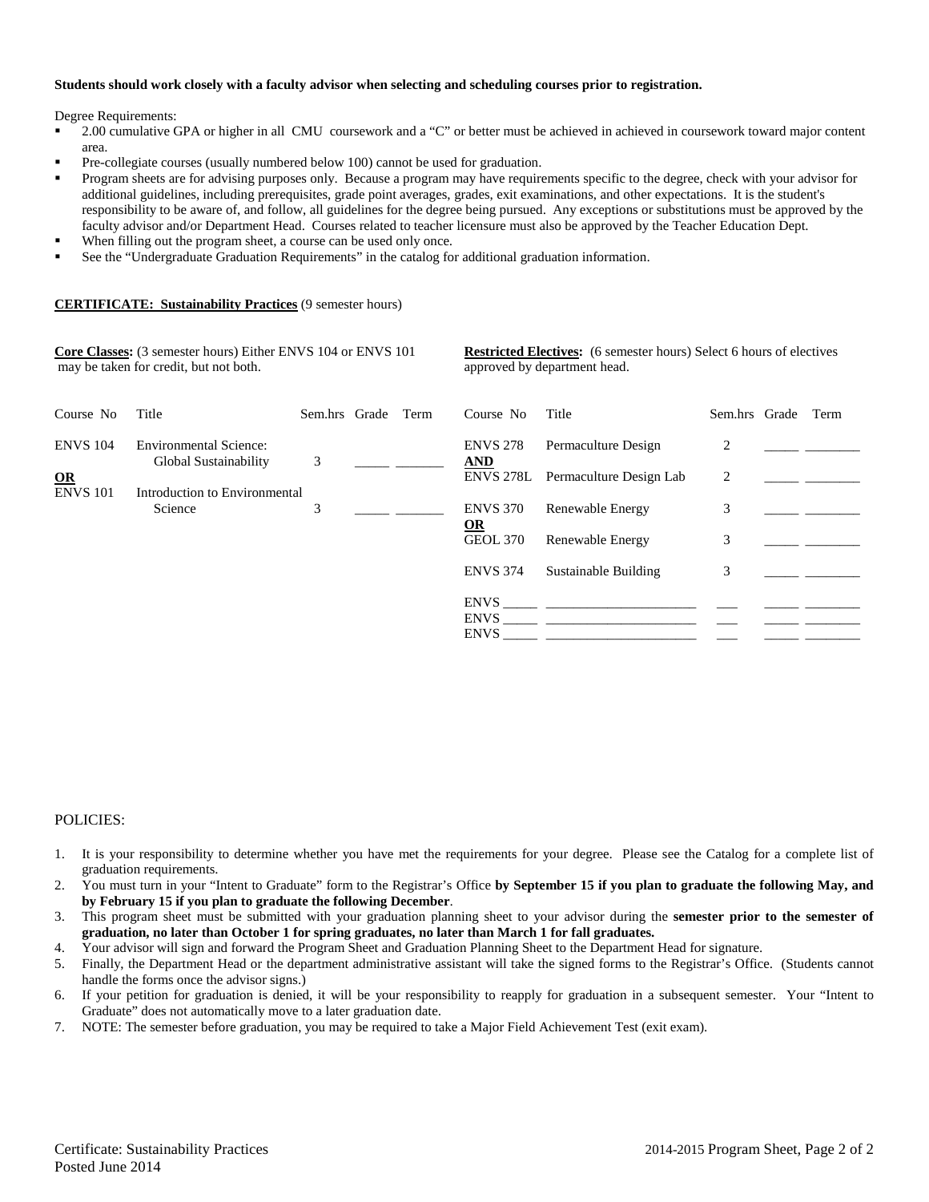**Students should work closely with a faculty advisor when selecting and scheduling courses prior to registration.**

Degree Requirements:

- 2.00 cumulative GPA or higher in all CMU coursework and a "C" or better must be achieved in achieved in coursework toward major content area.
- Pre-collegiate courses (usually numbered below 100) cannot be used for graduation.
- Program sheets are for advising purposes only. Because a program may have requirements specific to the degree, check with your advisor for additional guidelines, including prerequisites, grade point averages, grades, exit examinations, and other expectations. It is the student's responsibility to be aware of, and follow, all guidelines for the degree being pursued. Any exceptions or substitutions must be approved by the faculty advisor and/or Department Head. Courses related to teacher licensure must also be approved by the Teacher Education Dept.
- When filling out the program sheet, a course can be used only once.
- See the "Undergraduate Graduation Requirements" in the catalog for additional graduation information.

**CERTIFICATE: Sustainability Practices** (9 semester hours)

**Core Classes:** (3 semester hours) Either ENVS 104 or ENVS 101 may be taken for credit, but not both.

| Course No | Title | Sem.hrs | Grade | Term |
|---|---|---|---|---|
| ENVS 104 | Environmental Science: Global Sustainability | 3 | _____ | _______ |
| **OR** | | | | |
| ENVS 101 | Introduction to Environmental Science | 3 | _____ | _______ |

**Restricted Electives:** (6 semester hours) Select 6 hours of electives approved by department head.

| Course No | Title | Sem.hrs | Grade | Term |
|---|---|---|---|---|
| ENVS 278 | Permaculture Design | 2 | _____ | ________ |
| **AND** | | | | |
| ENVS 278L | Permaculture Design Lab | 2 | _____ | ________ |
| ENVS 370 | Renewable Energy | 3 | _____ | ________ |
| **OR** | | | | |
| GEOL 370 | Renewable Energy | 3 | _____ | ________ |
| ENVS 374 | Sustainable Building | 3 | _____ | ________ |
| ENVS _____ | ______________________ | ___ | _____ | ________ |
| ENVS _____ | ______________________ | ___ | _____ | ________ |
| ENVS _____ | ______________________ | ___ | _____ | ________ |

POLICIES:

1. It is your responsibility to determine whether you have met the requirements for your degree. Please see the Catalog for a complete list of graduation requirements.
2. You must turn in your "Intent to Graduate" form to the Registrar's Office **by September 15 if you plan to graduate the following May, and by February 15 if you plan to graduate the following December**.
3. This program sheet must be submitted with your graduation planning sheet to your advisor during the **semester prior to the semester of graduation, no later than October 1 for spring graduates, no later than March 1 for fall graduates.**
4. Your advisor will sign and forward the Program Sheet and Graduation Planning Sheet to the Department Head for signature.
5. Finally, the Department Head or the department administrative assistant will take the signed forms to the Registrar's Office. (Students cannot handle the forms once the advisor signs.)
6. If your petition for graduation is denied, it will be your responsibility to reapply for graduation in a subsequent semester. Your "Intent to Graduate" does not automatically move to a later graduation date.
7. NOTE: The semester before graduation, you may be required to take a Major Field Achievement Test (exit exam).

Certificate: Sustainability Practices
Posted June 2014